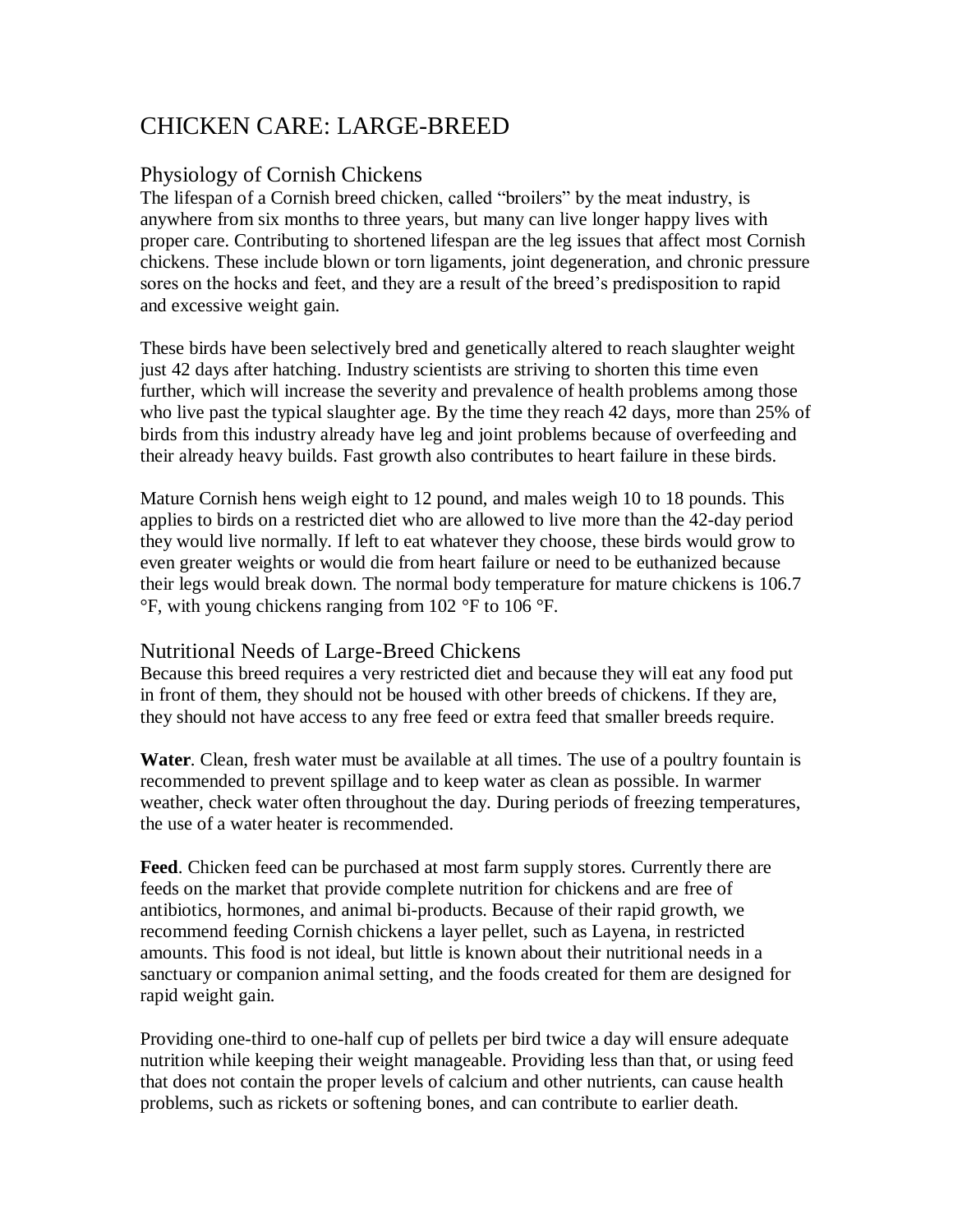# CHICKEN CARE: LARGE-BREED

## Physiology of Cornish Chickens

The lifespan of a Cornish breed chicken, called "broilers" by the meat industry, is anywhere from six months to three years, but many can live longer happy lives with proper care. Contributing to shortened lifespan are the leg issues that affect most Cornish chickens. These include blown or torn ligaments, joint degeneration, and chronic pressure sores on the hocks and feet, and they are a result of the breed's predisposition to rapid and excessive weight gain.

These birds have been selectively bred and genetically altered to reach slaughter weight just 42 days after hatching. Industry scientists are striving to shorten this time even further, which will increase the severity and prevalence of health problems among those who live past the typical slaughter age. By the time they reach 42 days, more than 25% of birds from this industry already have leg and joint problems because of overfeeding and their already heavy builds. Fast growth also contributes to heart failure in these birds.

Mature Cornish hens weigh eight to 12 pound, and males weigh 10 to 18 pounds. This applies to birds on a restricted diet who are allowed to live more than the 42-day period they would live normally. If left to eat whatever they choose, these birds would grow to even greater weights or would die from heart failure or need to be euthanized because their legs would break down. The normal body temperature for mature chickens is 106.7 °F, with young chickens ranging from 102 °F to 106 °F.

## Nutritional Needs of Large-Breed Chickens

Because this breed requires a very restricted diet and because they will eat any food put in front of them, they should not be housed with other breeds of chickens. If they are, they should not have access to any free feed or extra feed that smaller breeds require.

**Water**. Clean, fresh water must be available at all times. The use of a poultry fountain is recommended to prevent spillage and to keep water as clean as possible. In warmer weather, check water often throughout the day. During periods of freezing temperatures, the use of a water heater is recommended.

**Feed**. Chicken feed can be purchased at most farm supply stores. Currently there are feeds on the market that provide complete nutrition for chickens and are free of antibiotics, hormones, and animal bi-products. Because of their rapid growth, we recommend feeding Cornish chickens a layer pellet, such as Layena, in restricted amounts. This food is not ideal, but little is known about their nutritional needs in a sanctuary or companion animal setting, and the foods created for them are designed for rapid weight gain.

Providing one-third to one-half cup of pellets per bird twice a day will ensure adequate nutrition while keeping their weight manageable. Providing less than that, or using feed that does not contain the proper levels of calcium and other nutrients, can cause health problems, such as rickets or softening bones, and can contribute to earlier death.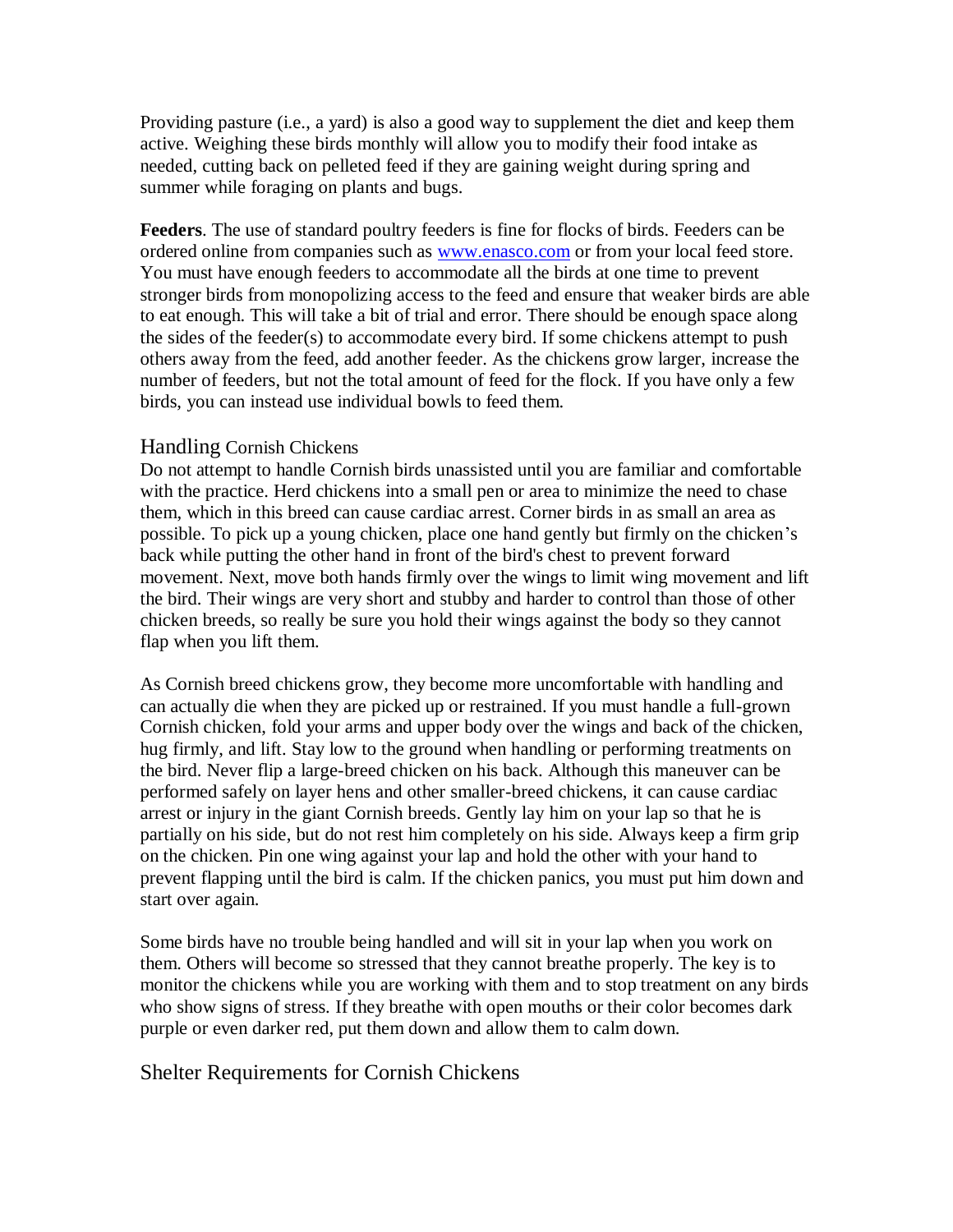Providing pasture (i.e., a yard) is also a good way to supplement the diet and keep them active. Weighing these birds monthly will allow you to modify their food intake as needed, cutting back on pelleted feed if they are gaining weight during spring and summer while foraging on plants and bugs.

**Feeders**. The use of standard poultry feeders is fine for flocks of birds. Feeders can be ordered online from companies such as [www.enasco.com](http://www.enasco.com) or from your local feed store. You must have enough feeders to accommodate all the birds at one time to prevent stronger birds from monopolizing access to the feed and ensure that weaker birds are able to eat enough. This will take a bit of trial and error. There should be enough space along the sides of the feeder(s) to accommodate every bird. If some chickens attempt to push others away from the feed, add another feeder. As the chickens grow larger, increase the number of feeders, but not the total amount of feed for the flock. If you have only a few birds, you can instead use individual bowls to feed them.

## Handling Cornish Chickens

Do not attempt to handle Cornish birds unassisted until you are familiar and comfortable with the practice. Herd chickens into a small pen or area to minimize the need to chase them, which in this breed can cause cardiac arrest. Corner birds in as small an area as possible. To pick up a young chicken, place one hand gently but firmly on the chicken's back while putting the other hand in front of the bird's chest to prevent forward movement. Next, move both hands firmly over the wings to limit wing movement and lift the bird. Their wings are very short and stubby and harder to control than those of other chicken breeds, so really be sure you hold their wings against the body so they cannot flap when you lift them.

As Cornish breed chickens grow, they become more uncomfortable with handling and can actually die when they are picked up or restrained. If you must handle a full-grown Cornish chicken, fold your arms and upper body over the wings and back of the chicken, hug firmly, and lift. Stay low to the ground when handling or performing treatments on the bird. Never flip a large-breed chicken on his back. Although this maneuver can be performed safely on layer hens and other smaller-breed chickens, it can cause cardiac arrest or injury in the giant Cornish breeds. Gently lay him on your lap so that he is partially on his side, but do not rest him completely on his side. Always keep a firm grip on the chicken. Pin one wing against your lap and hold the other with your hand to prevent flapping until the bird is calm. If the chicken panics, you must put him down and start over again.

Some birds have no trouble being handled and will sit in your lap when you work on them. Others will become so stressed that they cannot breathe properly. The key is to monitor the chickens while you are working with them and to stop treatment on any birds who show signs of stress. If they breathe with open mouths or their color becomes dark purple or even darker red, put them down and allow them to calm down.

## Shelter Requirements for Cornish Chickens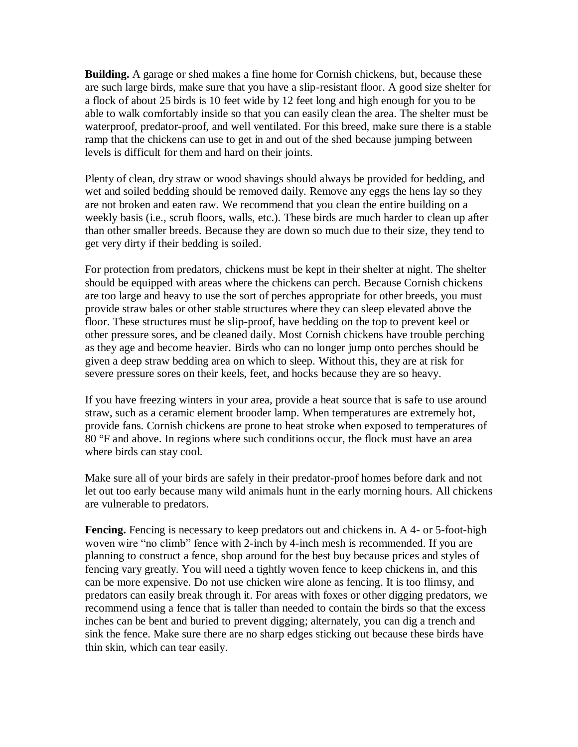**Building.** A garage or shed makes a fine home for Cornish chickens, but, because these are such large birds, make sure that you have a slip-resistant floor. A good size shelter for a flock of about 25 birds is 10 feet wide by 12 feet long and high enough for you to be able to walk comfortably inside so that you can easily clean the area. The shelter must be waterproof, predator-proof, and well ventilated. For this breed, make sure there is a stable ramp that the chickens can use to get in and out of the shed because jumping between levels is difficult for them and hard on their joints.

Plenty of clean, dry straw or wood shavings should always be provided for bedding, and wet and soiled bedding should be removed daily. Remove any eggs the hens lay so they are not broken and eaten raw. We recommend that you clean the entire building on a weekly basis (i.e., scrub floors, walls, etc.). These birds are much harder to clean up after than other smaller breeds. Because they are down so much due to their size, they tend to get very dirty if their bedding is soiled.

For protection from predators, chickens must be kept in their shelter at night. The shelter should be equipped with areas where the chickens can perch. Because Cornish chickens are too large and heavy to use the sort of perches appropriate for other breeds, you must provide straw bales or other stable structures where they can sleep elevated above the floor. These structures must be slip-proof, have bedding on the top to prevent keel or other pressure sores, and be cleaned daily. Most Cornish chickens have trouble perching as they age and become heavier. Birds who can no longer jump onto perches should be given a deep straw bedding area on which to sleep. Without this, they are at risk for severe pressure sores on their keels, feet, and hocks because they are so heavy.

If you have freezing winters in your area, provide a heat source that is safe to use around straw, such as a ceramic element brooder lamp. When temperatures are extremely hot, provide fans. Cornish chickens are prone to heat stroke when exposed to temperatures of 80 °F and above. In regions where such conditions occur, the flock must have an area where birds can stay cool.

Make sure all of your birds are safely in their predator-proof homes before dark and not let out too early because many wild animals hunt in the early morning hours. All chickens are vulnerable to predators.

**Fencing.** Fencing is necessary to keep predators out and chickens in. A 4- or 5-foot-high woven wire "no climb" fence with 2-inch by 4-inch mesh is recommended. If you are planning to construct a fence, shop around for the best buy because prices and styles of fencing vary greatly. You will need a tightly woven fence to keep chickens in, and this can be more expensive. Do not use chicken wire alone as fencing. It is too flimsy, and predators can easily break through it. For areas with foxes or other digging predators, we recommend using a fence that is taller than needed to contain the birds so that the excess inches can be bent and buried to prevent digging; alternately, you can dig a trench and sink the fence. Make sure there are no sharp edges sticking out because these birds have thin skin, which can tear easily.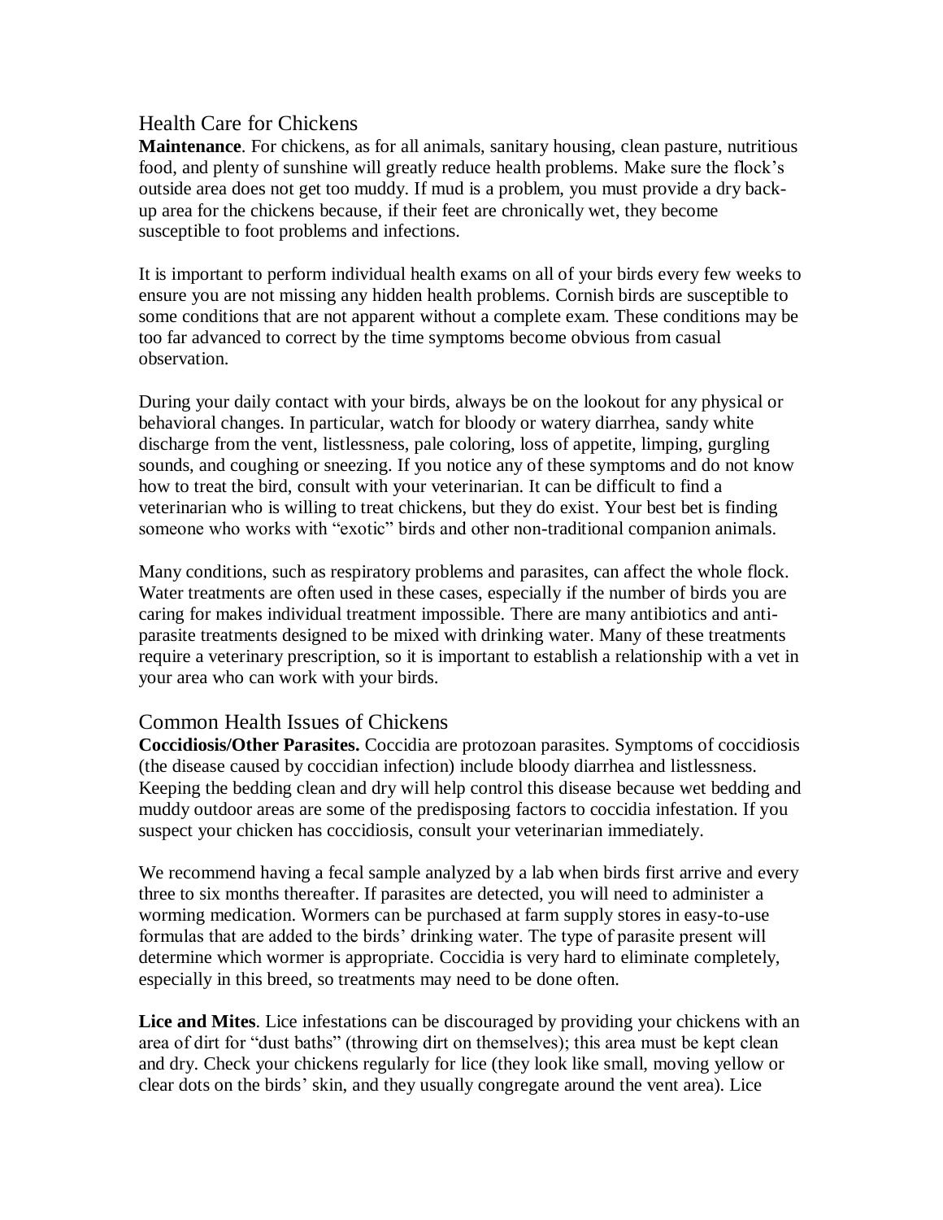## Health Care for Chickens

**Maintenance**. For chickens, as for all animals, sanitary housing, clean pasture, nutritious food, and plenty of sunshine will greatly reduce health problems. Make sure the flock's outside area does not get too muddy. If mud is a problem, you must provide a dry back-up area for the chickens because, if their feet are chronically wet, they become susceptible to foot problems and infections.

It is important to perform individual health exams on all of your birds every few weeks to ensure you are not missing any hidden health problems. Cornish birds are susceptible to some conditions that are not apparent without a complete exam. These conditions may be too far advanced to correct by the time symptoms become obvious from casual observation.

During your daily contact with your birds, always be on the lookout for any physical or behavioral changes. In particular, watch for bloody or watery diarrhea, sandy white discharge from the vent, listlessness, pale coloring, loss of appetite, limping, gurgling sounds, and coughing or sneezing. If you notice any of these symptoms and do not know how to treat the bird, consult with your veterinarian. It can be difficult to find a veterinarian who is willing to treat chickens, but they do exist. Your best bet is finding someone who works with "exotic" birds and other non-traditional companion animals.

Many conditions, such as respiratory problems and parasites, can affect the whole flock. Water treatments are often used in these cases, especially if the number of birds you are caring for makes individual treatment impossible. There are many antibiotics and anti-parasite treatments designed to be mixed with drinking water. Many of these treatments require a veterinary prescription, so it is important to establish a relationship with a vet in your area who can work with your birds.

## Common Health Issues of Chickens

**Coccidiosis/Other Parasites.** Coccidia are protozoan parasites. Symptoms of coccidiosis (the disease caused by coccidian infection) include bloody diarrhea and listlessness. Keeping the bedding clean and dry will help control this disease because wet bedding and muddy outdoor areas are some of the predisposing factors to coccidia infestation. If you suspect your chicken has coccidiosis, consult your veterinarian immediately.

We recommend having a fecal sample analyzed by a lab when birds first arrive and every three to six months thereafter. If parasites are detected, you will need to administer a worming medication. Wormers can be purchased at farm supply stores in easy-to-use formulas that are added to the birds' drinking water. The type of parasite present will determine which wormer is appropriate. Coccidia is very hard to eliminate completely, especially in this breed, so treatments may need to be done often.

**Lice and Mites**. Lice infestations can be discouraged by providing your chickens with an area of dirt for "dust baths" (throwing dirt on themselves); this area must be kept clean and dry. Check your chickens regularly for lice (they look like small, moving yellow or clear dots on the birds' skin, and they usually congregate around the vent area). Lice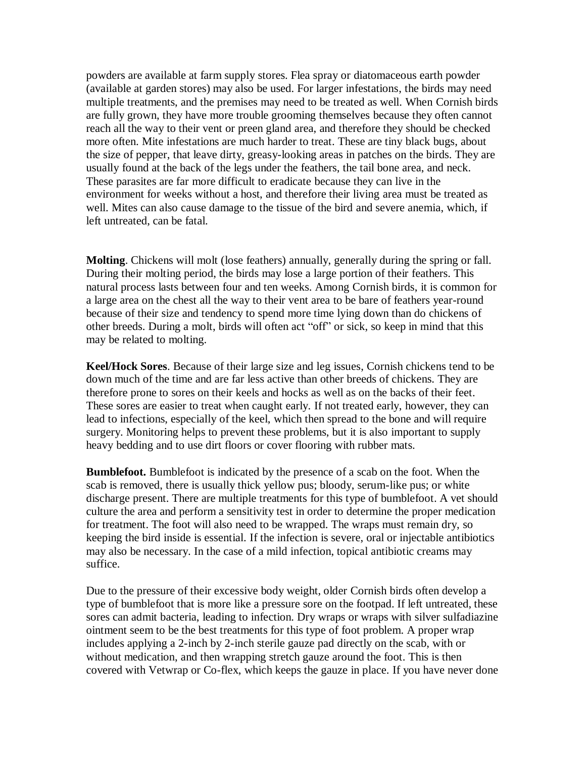powders are available at farm supply stores. Flea spray or diatomaceous earth powder (available at garden stores) may also be used. For larger infestations, the birds may need multiple treatments, and the premises may need to be treated as well. When Cornish birds are fully grown, they have more trouble grooming themselves because they often cannot reach all the way to their vent or preen gland area, and therefore they should be checked more often. Mite infestations are much harder to treat. These are tiny black bugs, about the size of pepper, that leave dirty, greasy-looking areas in patches on the birds. They are usually found at the back of the legs under the feathers, the tail bone area, and neck. These parasites are far more difficult to eradicate because they can live in the environment for weeks without a host, and therefore their living area must be treated as well. Mites can also cause damage to the tissue of the bird and severe anemia, which, if left untreated, can be fatal.

**Molting**. Chickens will molt (lose feathers) annually, generally during the spring or fall. During their molting period, the birds may lose a large portion of their feathers. This natural process lasts between four and ten weeks. Among Cornish birds, it is common for a large area on the chest all the way to their vent area to be bare of feathers year-round because of their size and tendency to spend more time lying down than do chickens of other breeds. During a molt, birds will often act "off" or sick, so keep in mind that this may be related to molting.

**Keel/Hock Sores**. Because of their large size and leg issues, Cornish chickens tend to be down much of the time and are far less active than other breeds of chickens. They are therefore prone to sores on their keels and hocks as well as on the backs of their feet. These sores are easier to treat when caught early. If not treated early, however, they can lead to infections, especially of the keel, which then spread to the bone and will require surgery. Monitoring helps to prevent these problems, but it is also important to supply heavy bedding and to use dirt floors or cover flooring with rubber mats.

**Bumblefoot.** Bumblefoot is indicated by the presence of a scab on the foot. When the scab is removed, there is usually thick yellow pus; bloody, serum-like pus; or white discharge present. There are multiple treatments for this type of bumblefoot. A vet should culture the area and perform a sensitivity test in order to determine the proper medication for treatment. The foot will also need to be wrapped. The wraps must remain dry, so keeping the bird inside is essential. If the infection is severe, oral or injectable antibiotics may also be necessary. In the case of a mild infection, topical antibiotic creams may suffice.

Due to the pressure of their excessive body weight, older Cornish birds often develop a type of bumblefoot that is more like a pressure sore on the footpad. If left untreated, these sores can admit bacteria, leading to infection. Dry wraps or wraps with silver sulfadiazine ointment seem to be the best treatments for this type of foot problem. A proper wrap includes applying a 2-inch by 2-inch sterile gauze pad directly on the scab, with or without medication, and then wrapping stretch gauze around the foot. This is then covered with Vetwrap or Co-flex, which keeps the gauze in place. If you have never done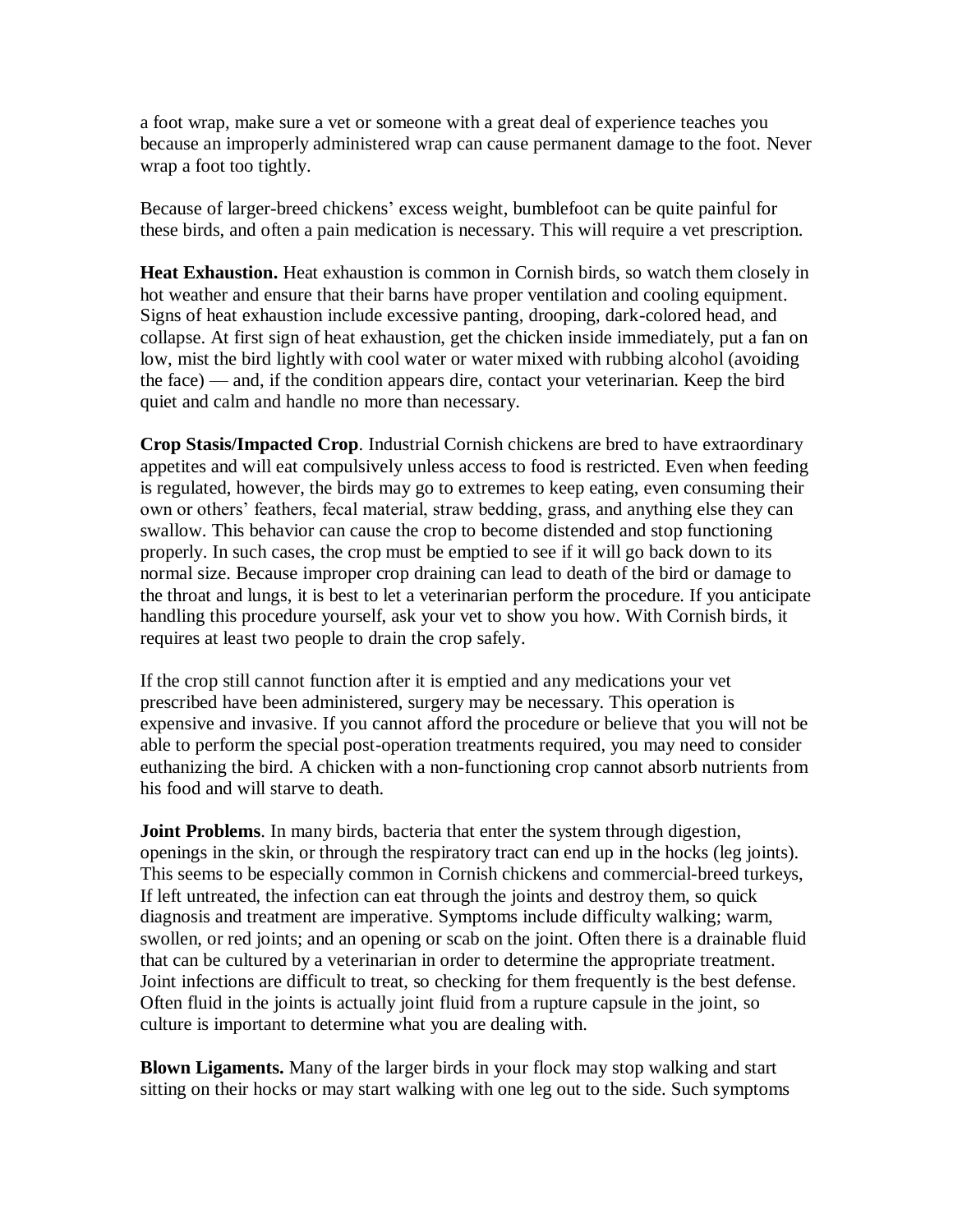a foot wrap, make sure a vet or someone with a great deal of experience teaches you because an improperly administered wrap can cause permanent damage to the foot. Never wrap a foot too tightly.

Because of larger-breed chickens' excess weight, bumblefoot can be quite painful for these birds, and often a pain medication is necessary. This will require a vet prescription.

**Heat Exhaustion.** Heat exhaustion is common in Cornish birds, so watch them closely in hot weather and ensure that their barns have proper ventilation and cooling equipment. Signs of heat exhaustion include excessive panting, drooping, dark-colored head, and collapse. At first sign of heat exhaustion, get the chicken inside immediately, put a fan on low, mist the bird lightly with cool water or water mixed with rubbing alcohol (avoiding the face) — and, if the condition appears dire, contact your veterinarian. Keep the bird quiet and calm and handle no more than necessary.

**Crop Stasis/Impacted Crop**. Industrial Cornish chickens are bred to have extraordinary appetites and will eat compulsively unless access to food is restricted. Even when feeding is regulated, however, the birds may go to extremes to keep eating, even consuming their own or others' feathers, fecal material, straw bedding, grass, and anything else they can swallow. This behavior can cause the crop to become distended and stop functioning properly. In such cases, the crop must be emptied to see if it will go back down to its normal size. Because improper crop draining can lead to death of the bird or damage to the throat and lungs, it is best to let a veterinarian perform the procedure. If you anticipate handling this procedure yourself, ask your vet to show you how. With Cornish birds, it requires at least two people to drain the crop safely.

If the crop still cannot function after it is emptied and any medications your vet prescribed have been administered, surgery may be necessary. This operation is expensive and invasive. If you cannot afford the procedure or believe that you will not be able to perform the special post-operation treatments required, you may need to consider euthanizing the bird. A chicken with a non-functioning crop cannot absorb nutrients from his food and will starve to death.

**Joint Problems**. In many birds, bacteria that enter the system through digestion, openings in the skin, or through the respiratory tract can end up in the hocks (leg joints). This seems to be especially common in Cornish chickens and commercial-breed turkeys, If left untreated, the infection can eat through the joints and destroy them, so quick diagnosis and treatment are imperative. Symptoms include difficulty walking; warm, swollen, or red joints; and an opening or scab on the joint. Often there is a drainable fluid that can be cultured by a veterinarian in order to determine the appropriate treatment. Joint infections are difficult to treat, so checking for them frequently is the best defense. Often fluid in the joints is actually joint fluid from a rupture capsule in the joint, so culture is important to determine what you are dealing with.

**Blown Ligaments.** Many of the larger birds in your flock may stop walking and start sitting on their hocks or may start walking with one leg out to the side. Such symptoms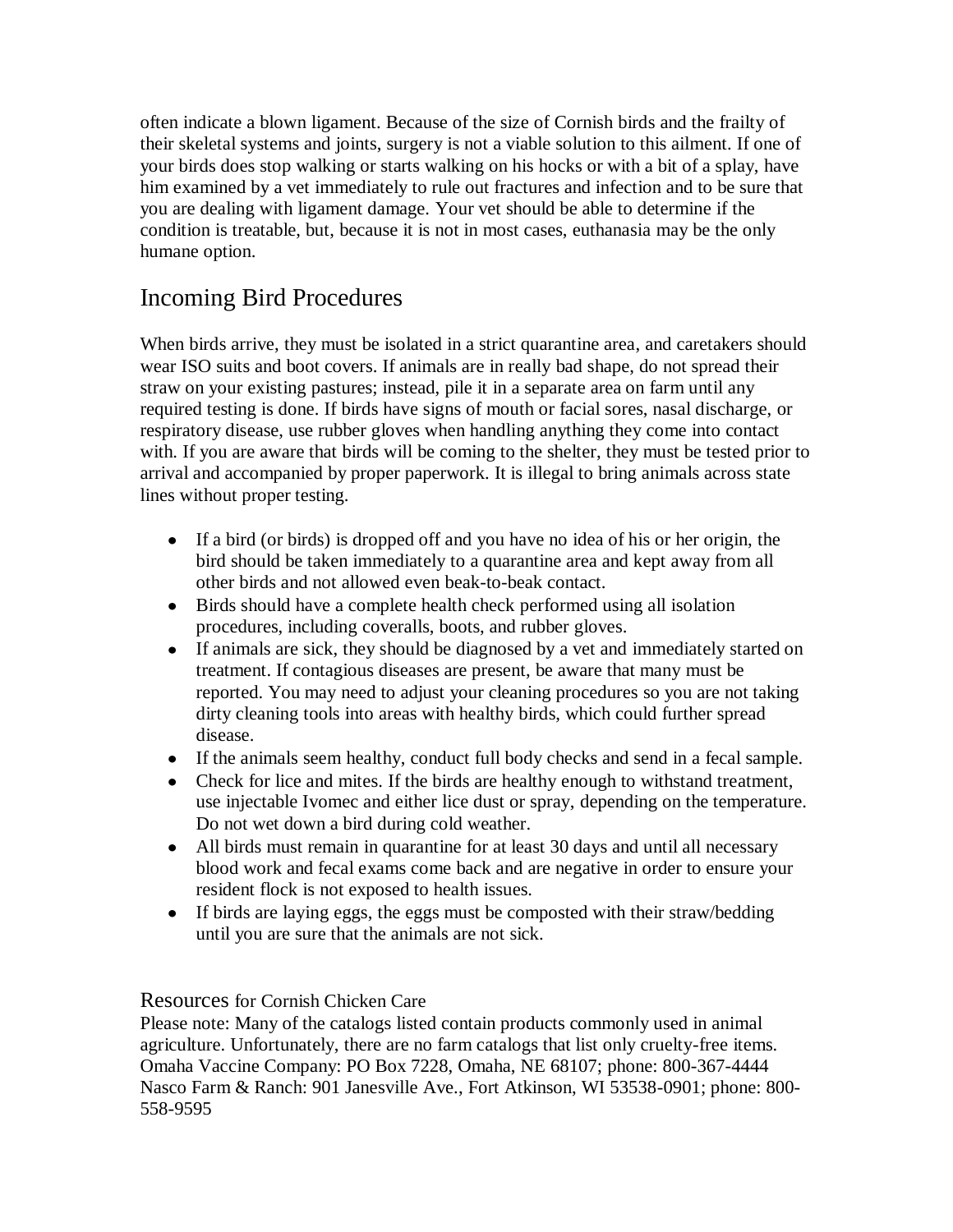often indicate a blown ligament. Because of the size of Cornish birds and the frailty of their skeletal systems and joints, surgery is not a viable solution to this ailment. If one of your birds does stop walking or starts walking on his hocks or with a bit of a splay, have him examined by a vet immediately to rule out fractures and infection and to be sure that you are dealing with ligament damage. Your vet should be able to determine if the condition is treatable, but, because it is not in most cases, euthanasia may be the only humane option.

## Incoming Bird Procedures

When birds arrive, they must be isolated in a strict quarantine area, and caretakers should wear ISO suits and boot covers. If animals are in really bad shape, do not spread their straw on your existing pastures; instead, pile it in a separate area on farm until any required testing is done. If birds have signs of mouth or facial sores, nasal discharge, or respiratory disease, use rubber gloves when handling anything they come into contact with. If you are aware that birds will be coming to the shelter, they must be tested prior to arrival and accompanied by proper paperwork. It is illegal to bring animals across state lines without proper testing.

- If a bird (or birds) is dropped off and you have no idea of his or her origin, the bird should be taken immediately to a quarantine area and kept away from all other birds and not allowed even beak-to-beak contact.
- Birds should have a complete health check performed using all isolation procedures, including coveralls, boots, and rubber gloves.
- If animals are sick, they should be diagnosed by a vet and immediately started on treatment. If contagious diseases are present, be aware that many must be reported. You may need to adjust your cleaning procedures so you are not taking dirty cleaning tools into areas with healthy birds, which could further spread disease.
- If the animals seem healthy, conduct full body checks and send in a fecal sample.
- Check for lice and mites. If the birds are healthy enough to withstand treatment, use injectable Ivomec and either lice dust or spray, depending on the temperature. Do not wet down a bird during cold weather.
- All birds must remain in quarantine for at least 30 days and until all necessary blood work and fecal exams come back and are negative in order to ensure your resident flock is not exposed to health issues.
- If birds are laying eggs, the eggs must be composted with their straw/bedding until you are sure that the animals are not sick.

### Resources for Cornish Chicken Care

Please note: Many of the catalogs listed contain products commonly used in animal agriculture. Unfortunately, there are no farm catalogs that list only cruelty-free items.
Omaha Vaccine Company: PO Box 7228, Omaha, NE 68107; phone: 800-367-4444
Nasco Farm & Ranch: 901 Janesville Ave., Fort Atkinson, WI 53538-0901; phone: 800-558-9595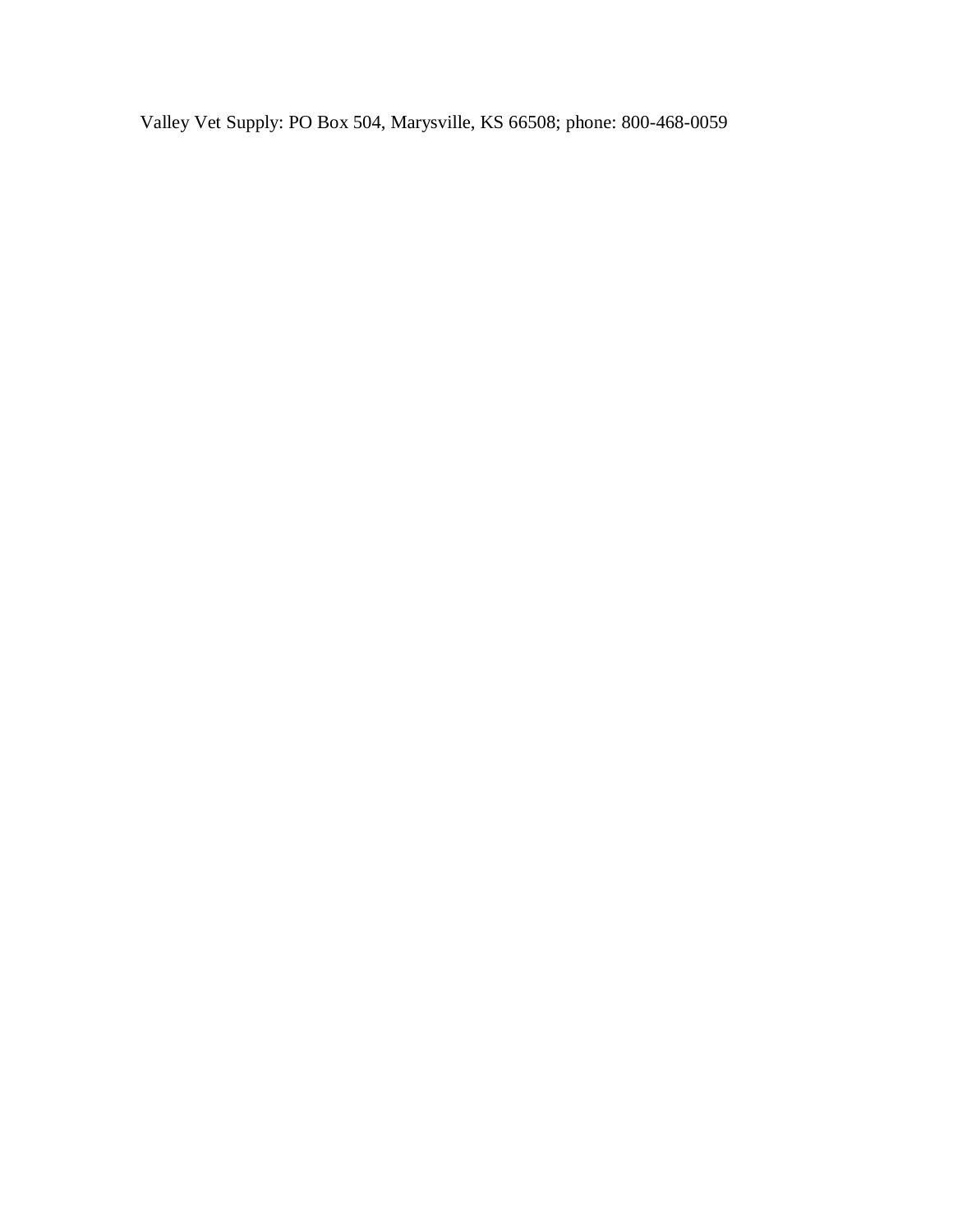Valley Vet Supply: PO Box 504, Marysville, KS 66508; phone: 800-468-0059